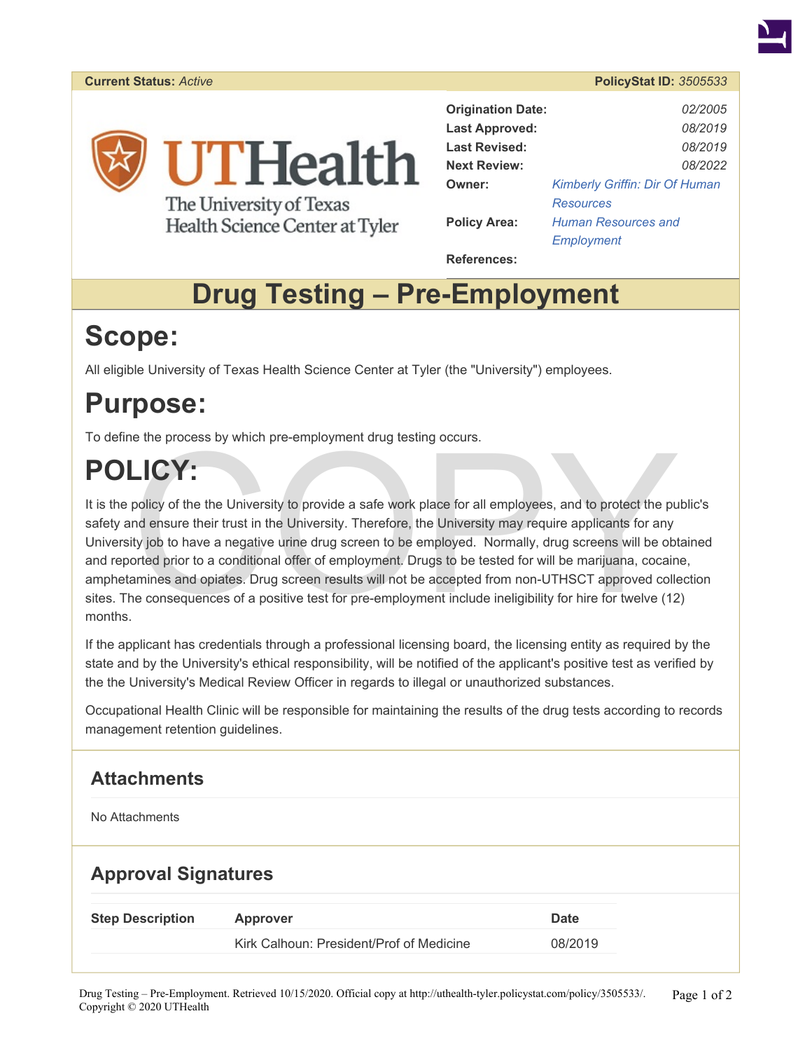**Current Status:** *Active* **PolicyStat ID:** *3505533*

UTHealth
The University of Texas Health Science Center at Tyler

| | |
|---|---|
| **Origination Date:** | *02/2005* |
| **Last Approved:** | *08/2019* |
| **Last Revised:** | *08/2019* |
| **Next Review:** | *08/2022* |
| **Owner:** | *Kimberly Griffin: Dir Of Human Resources* |
| **Policy Area:** | *Human Resources and Employment* |
| **References:** | |

# Drug Testing – Pre-Employment

# Scope:

All eligible University of Texas Health Science Center at Tyler (the "University") employees.

# Purpose:

To define the process by which pre-employment drug testing occurs.

# POLICY:

It is the policy of the the University to provide a safe work place for all employees, and to protect the public's safety and ensure their trust in the University. Therefore, the University may require applicants for any University job to have a negative urine drug screen to be employed. Normally, drug screens will be obtained and reported prior to a conditional offer of employment. Drugs to be tested for will be marijuana, cocaine, amphetamines and opiates. Drug screen results will not be accepted from non-UTHSCT approved collection sites. The consequences of a positive test for pre-employment include ineligibility for hire for twelve (12) months.

If the applicant has credentials through a professional licensing board, the licensing entity as required by the state and by the University's ethical responsibility, will be notified of the applicant's positive test as verified by the the University's Medical Review Officer in regards to illegal or unauthorized substances.

Occupational Health Clinic will be responsible for maintaining the results of the drug tests according to records management retention guidelines.

## Attachments

No Attachments

## Approval Signatures

| Step Description | Approver | Date |
|---|---|---|
| | Kirk Calhoun: President/Prof of Medicine | 08/2019 |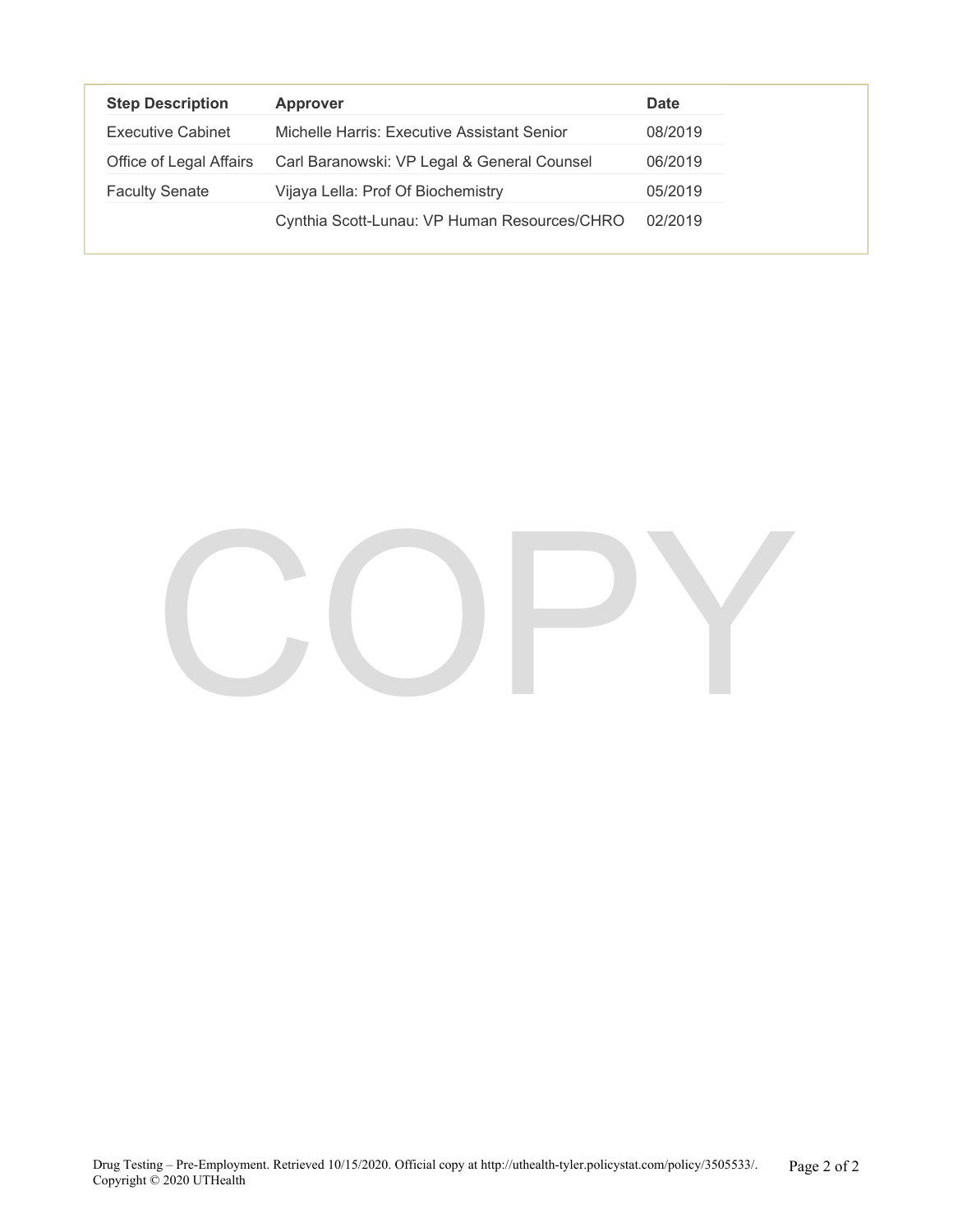| Step Description | Approver | Date |
| --- | --- | --- |
| Executive Cabinet | Michelle Harris: Executive Assistant Senior | 08/2019 |
| Office of Legal Affairs | Carl Baranowski: VP Legal & General Counsel | 06/2019 |
| Faculty Senate | Vijaya Lella: Prof Of Biochemistry | 05/2019 |
| | Cynthia Scott-Lunau: VP Human Resources/CHRO | 02/2019 |